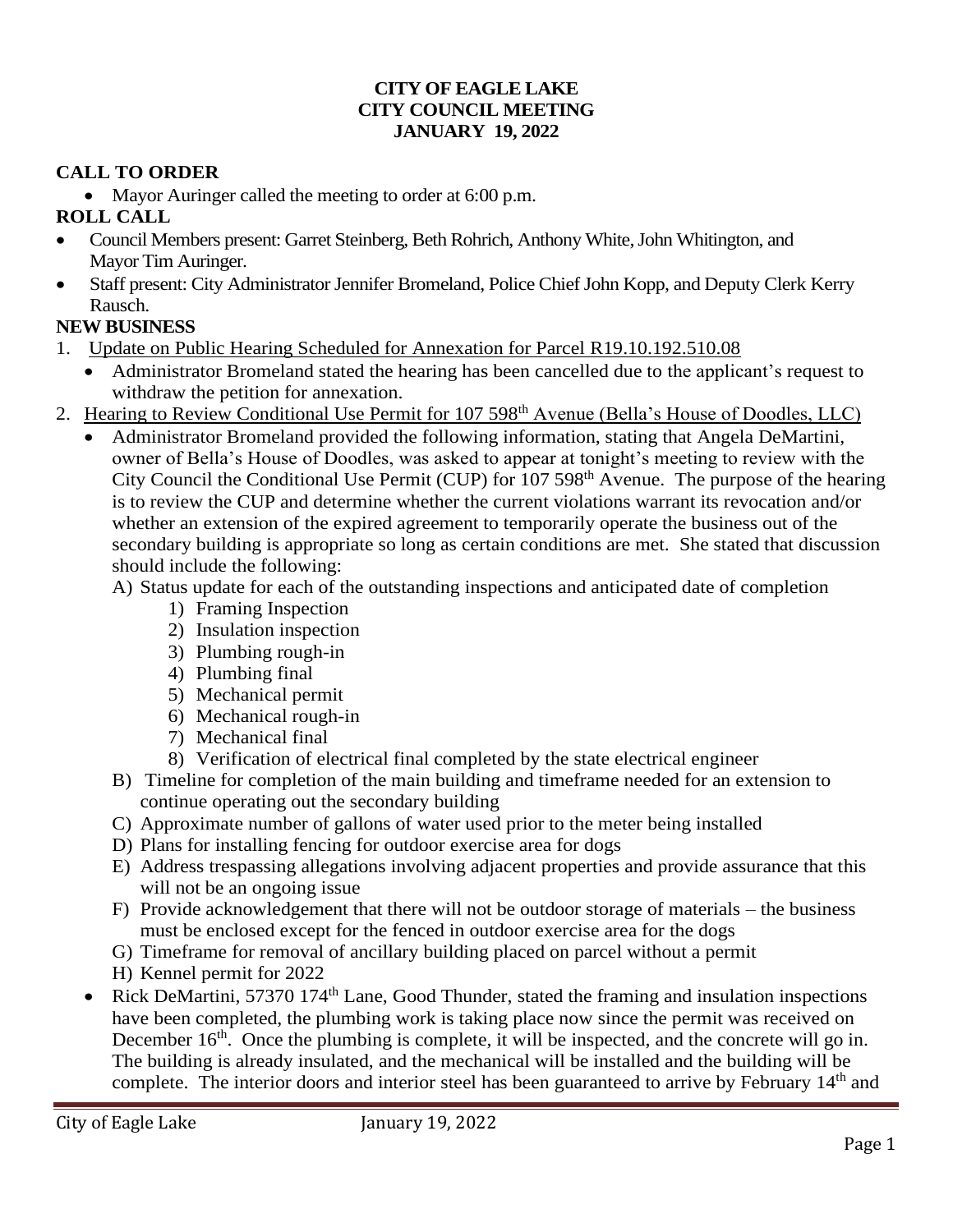**CITY OF EAGLE LAKE**
**CITY COUNCIL MEETING**
**JANUARY 19, 2022**

## CALL TO ORDER

- Mayor Auringer called the meeting to order at 6:00 p.m.

## ROLL CALL

- Council Members present: Garret Steinberg, Beth Rohrich, Anthony White, John Whitington, and Mayor Tim Auringer.
- Staff present: City Administrator Jennifer Bromeland, Police Chief John Kopp, and Deputy Clerk Kerry Rausch.

## NEW BUSINESS

1. Update on Public Hearing Scheduled for Annexation for Parcel R19.10.192.510.08
   - Administrator Bromeland stated the hearing has been cancelled due to the applicant's request to withdraw the petition for annexation.
2. Hearing to Review Conditional Use Permit for 107 598th Avenue (Bella's House of Doodles, LLC)
   - Administrator Bromeland provided the following information, stating that Angela DeMartini, owner of Bella's House of Doodles, was asked to appear at tonight's meeting to review with the City Council the Conditional Use Permit (CUP) for 107 598th Avenue. The purpose of the hearing is to review the CUP and determine whether the current violations warrant its revocation and/or whether an extension of the expired agreement to temporarily operate the business out of the secondary building is appropriate so long as certain conditions are met. She stated that discussion should include the following:
     - A) Status update for each of the outstanding inspections and anticipated date of completion
       1) Framing Inspection
       2) Insulation inspection
       3) Plumbing rough-in
       4) Plumbing final
       5) Mechanical permit
       6) Mechanical rough-in
       7) Mechanical final
       8) Verification of electrical final completed by the state electrical engineer
     - B) Timeline for completion of the main building and timeframe needed for an extension to continue operating out the secondary building
     - C) Approximate number of gallons of water used prior to the meter being installed
     - D) Plans for installing fencing for outdoor exercise area for dogs
     - E) Address trespassing allegations involving adjacent properties and provide assurance that this will not be an ongoing issue
     - F) Provide acknowledgement that there will not be outdoor storage of materials – the business must be enclosed except for the fenced in outdoor exercise area for the dogs
     - G) Timeframe for removal of ancillary building placed on parcel without a permit
     - H) Kennel permit for 2022
   - Rick DeMartini, 57370 174th Lane, Good Thunder, stated the framing and insulation inspections have been completed, the plumbing work is taking place now since the permit was received on December 16th. Once the plumbing is complete, it will be inspected, and the concrete will go in. The building is already insulated, and the mechanical will be installed and the building will be complete. The interior doors and interior steel has been guaranteed to arrive by February 14th and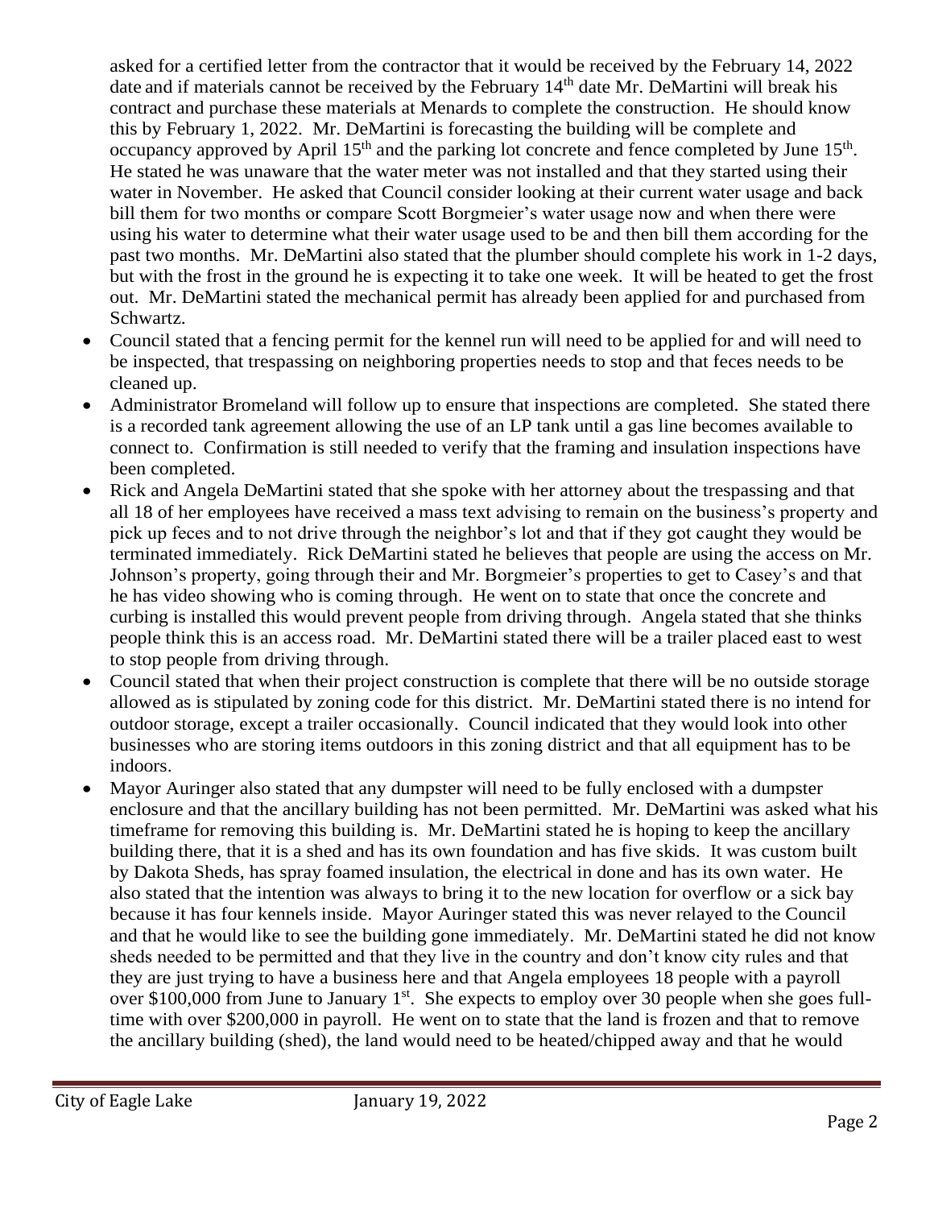asked for a certified letter from the contractor that it would be received by the February 14, 2022 date and if materials cannot be received by the February 14th date Mr. DeMartini will break his contract and purchase these materials at Menards to complete the construction. He should know this by February 1, 2022. Mr. DeMartini is forecasting the building will be complete and occupancy approved by April 15th and the parking lot concrete and fence completed by June 15th. He stated he was unaware that the water meter was not installed and that they started using their water in November. He asked that Council consider looking at their current water usage and back bill them for two months or compare Scott Borgmeier's water usage now and when there were using his water to determine what their water usage used to be and then bill them according for the past two months. Mr. DeMartini also stated that the plumber should complete his work in 1-2 days, but with the frost in the ground he is expecting it to take one week. It will be heated to get the frost out. Mr. DeMartini stated the mechanical permit has already been applied for and purchased from Schwartz.

- Council stated that a fencing permit for the kennel run will need to be applied for and will need to be inspected, that trespassing on neighboring properties needs to stop and that feces needs to be cleaned up.
- Administrator Bromeland will follow up to ensure that inspections are completed. She stated there is a recorded tank agreement allowing the use of an LP tank until a gas line becomes available to connect to. Confirmation is still needed to verify that the framing and insulation inspections have been completed.
- Rick and Angela DeMartini stated that she spoke with her attorney about the trespassing and that all 18 of her employees have received a mass text advising to remain on the business's property and pick up feces and to not drive through the neighbor's lot and that if they got caught they would be terminated immediately. Rick DeMartini stated he believes that people are using the access on Mr. Johnson's property, going through their and Mr. Borgmeier's properties to get to Casey's and that he has video showing who is coming through. He went on to state that once the concrete and curbing is installed this would prevent people from driving through. Angela stated that she thinks people think this is an access road. Mr. DeMartini stated there will be a trailer placed east to west to stop people from driving through.
- Council stated that when their project construction is complete that there will be no outside storage allowed as is stipulated by zoning code for this district. Mr. DeMartini stated there is no intend for outdoor storage, except a trailer occasionally. Council indicated that they would look into other businesses who are storing items outdoors in this zoning district and that all equipment has to be indoors.
- Mayor Auringer also stated that any dumpster will need to be fully enclosed with a dumpster enclosure and that the ancillary building has not been permitted. Mr. DeMartini was asked what his timeframe for removing this building is. Mr. DeMartini stated he is hoping to keep the ancillary building there, that it is a shed and has its own foundation and has five skids. It was custom built by Dakota Sheds, has spray foamed insulation, the electrical in done and has its own water. He also stated that the intention was always to bring it to the new location for overflow or a sick bay because it has four kennels inside. Mayor Auringer stated this was never relayed to the Council and that he would like to see the building gone immediately. Mr. DeMartini stated he did not know sheds needed to be permitted and that they live in the country and don't know city rules and that they are just trying to have a business here and that Angela employees 18 people with a payroll over $100,000 from June to January 1st. She expects to employ over 30 people when she goes full-time with over $200,000 in payroll. He went on to state that the land is frozen and that to remove the ancillary building (shed), the land would need to be heated/chipped away and that he would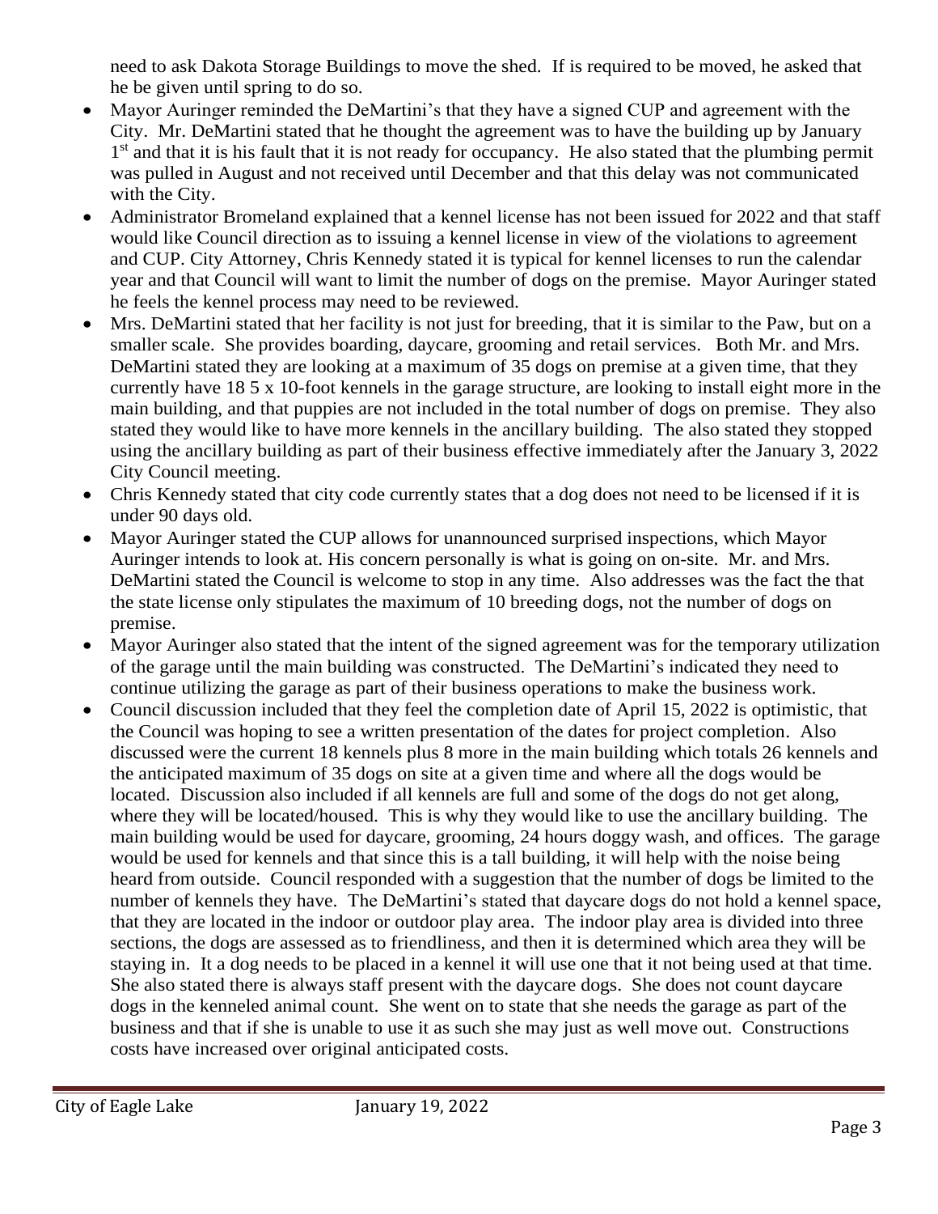need to ask Dakota Storage Buildings to move the shed. If is required to be moved, he asked that he be given until spring to do so.

- Mayor Auringer reminded the DeMartini's that they have a signed CUP and agreement with the City. Mr. DeMartini stated that he thought the agreement was to have the building up by January 1st and that it is his fault that it is not ready for occupancy. He also stated that the plumbing permit was pulled in August and not received until December and that this delay was not communicated with the City.
- Administrator Bromeland explained that a kennel license has not been issued for 2022 and that staff would like Council direction as to issuing a kennel license in view of the violations to agreement and CUP. City Attorney, Chris Kennedy stated it is typical for kennel licenses to run the calendar year and that Council will want to limit the number of dogs on the premise. Mayor Auringer stated he feels the kennel process may need to be reviewed.
- Mrs. DeMartini stated that her facility is not just for breeding, that it is similar to the Paw, but on a smaller scale. She provides boarding, daycare, grooming and retail services. Both Mr. and Mrs. DeMartini stated they are looking at a maximum of 35 dogs on premise at a given time, that they currently have 18 5 x 10-foot kennels in the garage structure, are looking to install eight more in the main building, and that puppies are not included in the total number of dogs on premise. They also stated they would like to have more kennels in the ancillary building. The also stated they stopped using the ancillary building as part of their business effective immediately after the January 3, 2022 City Council meeting.
- Chris Kennedy stated that city code currently states that a dog does not need to be licensed if it is under 90 days old.
- Mayor Auringer stated the CUP allows for unannounced surprised inspections, which Mayor Auringer intends to look at. His concern personally is what is going on on-site. Mr. and Mrs. DeMartini stated the Council is welcome to stop in any time. Also addresses was the fact the that the state license only stipulates the maximum of 10 breeding dogs, not the number of dogs on premise.
- Mayor Auringer also stated that the intent of the signed agreement was for the temporary utilization of the garage until the main building was constructed. The DeMartini's indicated they need to continue utilizing the garage as part of their business operations to make the business work.
- Council discussion included that they feel the completion date of April 15, 2022 is optimistic, that the Council was hoping to see a written presentation of the dates for project completion. Also discussed were the current 18 kennels plus 8 more in the main building which totals 26 kennels and the anticipated maximum of 35 dogs on site at a given time and where all the dogs would be located. Discussion also included if all kennels are full and some of the dogs do not get along, where they will be located/housed. This is why they would like to use the ancillary building. The main building would be used for daycare, grooming, 24 hours doggy wash, and offices. The garage would be used for kennels and that since this is a tall building, it will help with the noise being heard from outside. Council responded with a suggestion that the number of dogs be limited to the number of kennels they have. The DeMartini's stated that daycare dogs do not hold a kennel space, that they are located in the indoor or outdoor play area. The indoor play area is divided into three sections, the dogs are assessed as to friendliness, and then it is determined which area they will be staying in. It a dog needs to be placed in a kennel it will use one that it not being used at that time. She also stated there is always staff present with the daycare dogs. She does not count daycare dogs in the kenneled animal count. She went on to state that she needs the garage as part of the business and that if she is unable to use it as such she may just as well move out. Constructions costs have increased over original anticipated costs.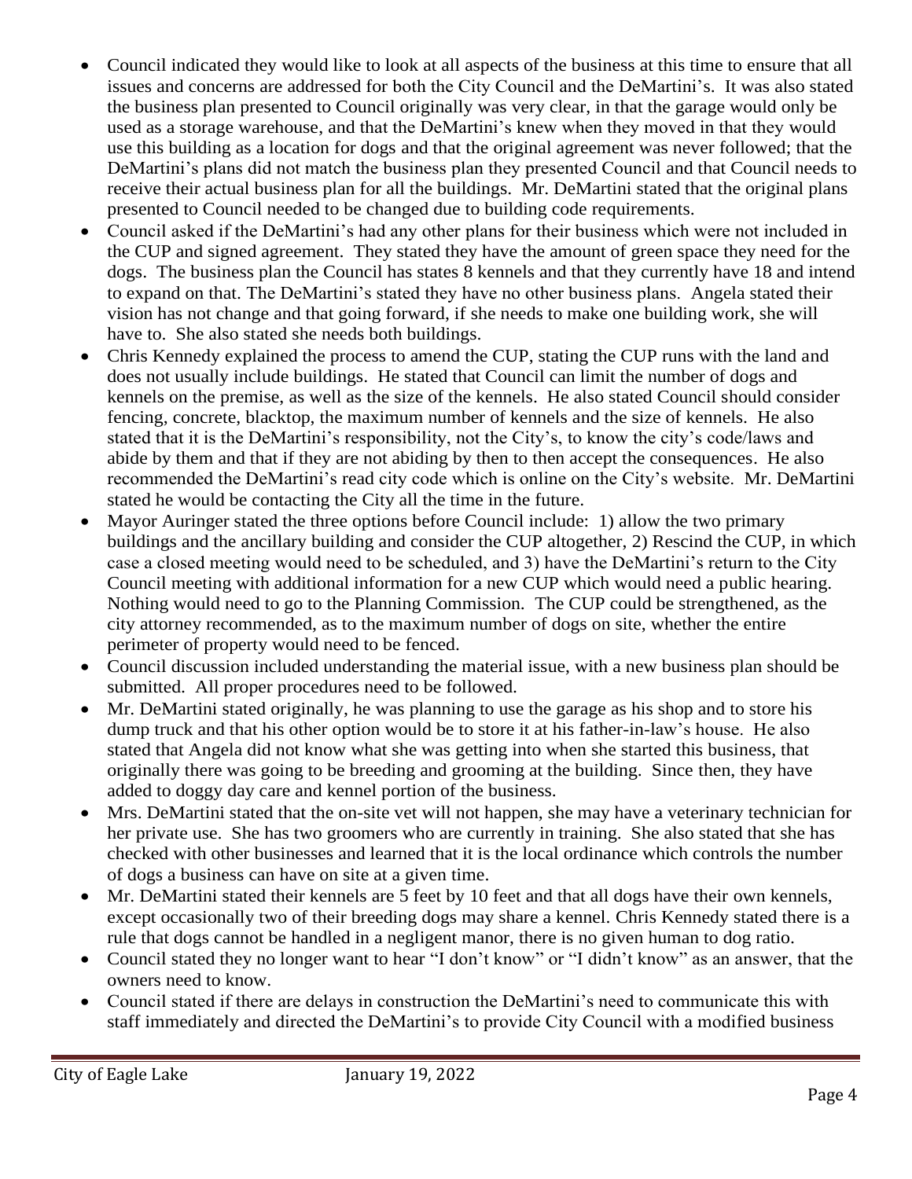- Council indicated they would like to look at all aspects of the business at this time to ensure that all issues and concerns are addressed for both the City Council and the DeMartini's. It was also stated the business plan presented to Council originally was very clear, in that the garage would only be used as a storage warehouse, and that the DeMartini's knew when they moved in that they would use this building as a location for dogs and that the original agreement was never followed; that the DeMartini's plans did not match the business plan they presented Council and that Council needs to receive their actual business plan for all the buildings. Mr. DeMartini stated that the original plans presented to Council needed to be changed due to building code requirements.
- Council asked if the DeMartini's had any other plans for their business which were not included in the CUP and signed agreement. They stated they have the amount of green space they need for the dogs. The business plan the Council has states 8 kennels and that they currently have 18 and intend to expand on that. The DeMartini's stated they have no other business plans. Angela stated their vision has not change and that going forward, if she needs to make one building work, she will have to. She also stated she needs both buildings.
- Chris Kennedy explained the process to amend the CUP, stating the CUP runs with the land and does not usually include buildings. He stated that Council can limit the number of dogs and kennels on the premise, as well as the size of the kennels. He also stated Council should consider fencing, concrete, blacktop, the maximum number of kennels and the size of kennels. He also stated that it is the DeMartini's responsibility, not the City's, to know the city's code/laws and abide by them and that if they are not abiding by then to then accept the consequences. He also recommended the DeMartini's read city code which is online on the City's website. Mr. DeMartini stated he would be contacting the City all the time in the future.
- Mayor Auringer stated the three options before Council include: 1) allow the two primary buildings and the ancillary building and consider the CUP altogether, 2) Rescind the CUP, in which case a closed meeting would need to be scheduled, and 3) have the DeMartini's return to the City Council meeting with additional information for a new CUP which would need a public hearing. Nothing would need to go to the Planning Commission. The CUP could be strengthened, as the city attorney recommended, as to the maximum number of dogs on site, whether the entire perimeter of property would need to be fenced.
- Council discussion included understanding the material issue, with a new business plan should be submitted. All proper procedures need to be followed.
- Mr. DeMartini stated originally, he was planning to use the garage as his shop and to store his dump truck and that his other option would be to store it at his father-in-law's house. He also stated that Angela did not know what she was getting into when she started this business, that originally there was going to be breeding and grooming at the building. Since then, they have added to doggy day care and kennel portion of the business.
- Mrs. DeMartini stated that the on-site vet will not happen, she may have a veterinary technician for her private use. She has two groomers who are currently in training. She also stated that she has checked with other businesses and learned that it is the local ordinance which controls the number of dogs a business can have on site at a given time.
- Mr. DeMartini stated their kennels are 5 feet by 10 feet and that all dogs have their own kennels, except occasionally two of their breeding dogs may share a kennel. Chris Kennedy stated there is a rule that dogs cannot be handled in a negligent manor, there is no given human to dog ratio.
- Council stated they no longer want to hear "I don't know" or "I didn't know" as an answer, that the owners need to know.
- Council stated if there are delays in construction the DeMartini's need to communicate this with staff immediately and directed the DeMartini's to provide City Council with a modified business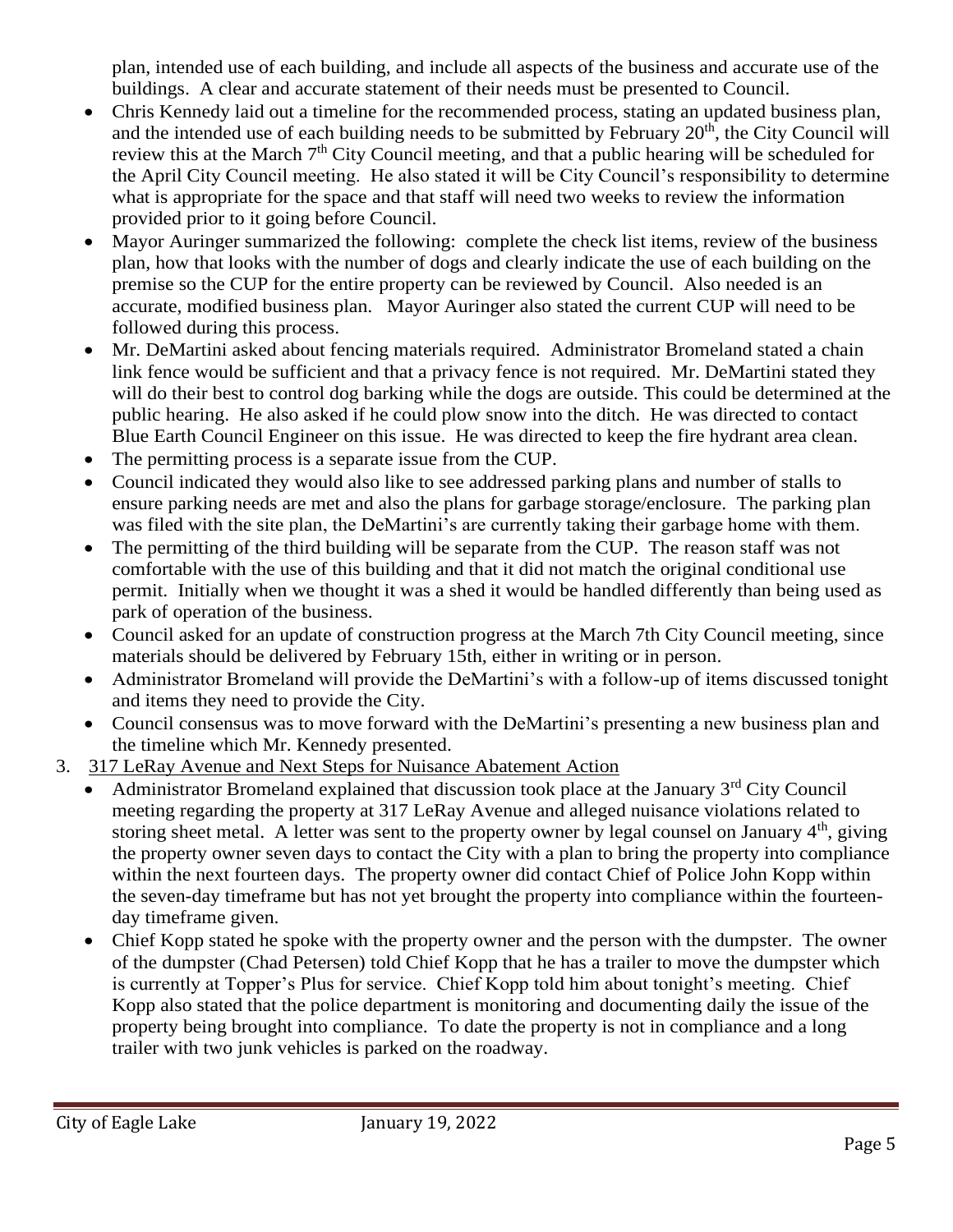plan, intended use of each building, and include all aspects of the business and accurate use of the buildings. A clear and accurate statement of their needs must be presented to Council.

- Chris Kennedy laid out a timeline for the recommended process, stating an updated business plan, and the intended use of each building needs to be submitted by February 20th, the City Council will review this at the March 7th City Council meeting, and that a public hearing will be scheduled for the April City Council meeting. He also stated it will be City Council's responsibility to determine what is appropriate for the space and that staff will need two weeks to review the information provided prior to it going before Council.
- Mayor Auringer summarized the following: complete the check list items, review of the business plan, how that looks with the number of dogs and clearly indicate the use of each building on the premise so the CUP for the entire property can be reviewed by Council. Also needed is an accurate, modified business plan. Mayor Auringer also stated the current CUP will need to be followed during this process.
- Mr. DeMartini asked about fencing materials required. Administrator Bromeland stated a chain link fence would be sufficient and that a privacy fence is not required. Mr. DeMartini stated they will do their best to control dog barking while the dogs are outside. This could be determined at the public hearing. He also asked if he could plow snow into the ditch. He was directed to contact Blue Earth Council Engineer on this issue. He was directed to keep the fire hydrant area clean.
- The permitting process is a separate issue from the CUP.
- Council indicated they would also like to see addressed parking plans and number of stalls to ensure parking needs are met and also the plans for garbage storage/enclosure. The parking plan was filed with the site plan, the DeMartini's are currently taking their garbage home with them.
- The permitting of the third building will be separate from the CUP. The reason staff was not comfortable with the use of this building and that it did not match the original conditional use permit. Initially when we thought it was a shed it would be handled differently than being used as park of operation of the business.
- Council asked for an update of construction progress at the March 7th City Council meeting, since materials should be delivered by February 15th, either in writing or in person.
- Administrator Bromeland will provide the DeMartini's with a follow-up of items discussed tonight and items they need to provide the City.
- Council consensus was to move forward with the DeMartini's presenting a new business plan and the timeline which Mr. Kennedy presented.

3. 317 LeRay Avenue and Next Steps for Nuisance Abatement Action
   - Administrator Bromeland explained that discussion took place at the January 3rd City Council meeting regarding the property at 317 LeRay Avenue and alleged nuisance violations related to storing sheet metal. A letter was sent to the property owner by legal counsel on January 4th, giving the property owner seven days to contact the City with a plan to bring the property into compliance within the next fourteen days. The property owner did contact Chief of Police John Kopp within the seven-day timeframe but has not yet brought the property into compliance within the fourteen-day timeframe given.
   - Chief Kopp stated he spoke with the property owner and the person with the dumpster. The owner of the dumpster (Chad Petersen) told Chief Kopp that he has a trailer to move the dumpster which is currently at Topper's Plus for service. Chief Kopp told him about tonight's meeting. Chief Kopp also stated that the police department is monitoring and documenting daily the issue of the property being brought into compliance. To date the property is not in compliance and a long trailer with two junk vehicles is parked on the roadway.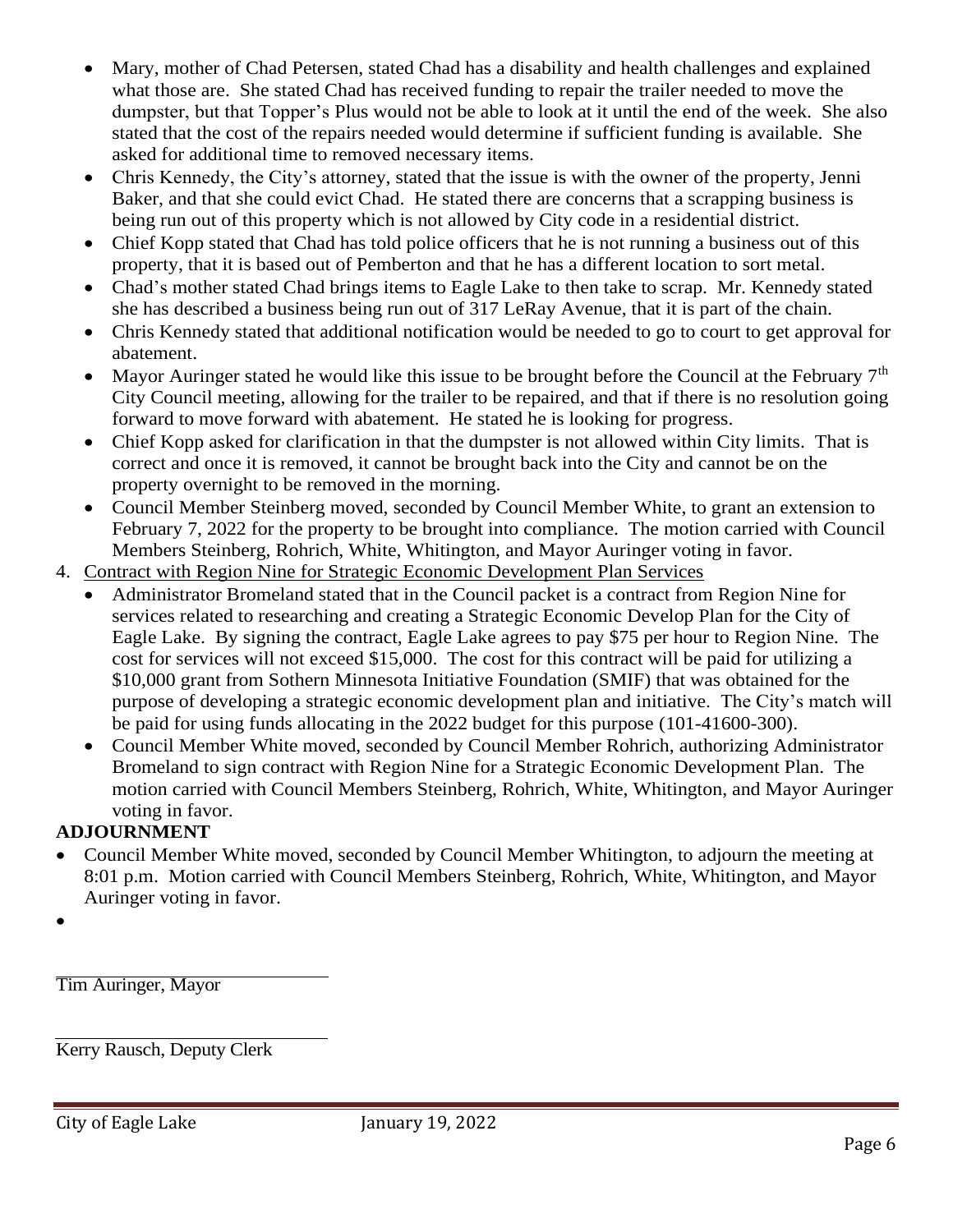- Mary, mother of Chad Petersen, stated Chad has a disability and health challenges and explained what those are. She stated Chad has received funding to repair the trailer needed to move the dumpster, but that Topper's Plus would not be able to look at it until the end of the week. She also stated that the cost of the repairs needed would determine if sufficient funding is available. She asked for additional time to removed necessary items.
- Chris Kennedy, the City's attorney, stated that the issue is with the owner of the property, Jenni Baker, and that she could evict Chad. He stated there are concerns that a scrapping business is being run out of this property which is not allowed by City code in a residential district.
- Chief Kopp stated that Chad has told police officers that he is not running a business out of this property, that it is based out of Pemberton and that he has a different location to sort metal.
- Chad's mother stated Chad brings items to Eagle Lake to then take to scrap. Mr. Kennedy stated she has described a business being run out of 317 LeRay Avenue, that it is part of the chain.
- Chris Kennedy stated that additional notification would be needed to go to court to get approval for abatement.
- Mayor Auringer stated he would like this issue to be brought before the Council at the February 7th City Council meeting, allowing for the trailer to be repaired, and that if there is no resolution going forward to move forward with abatement. He stated he is looking for progress.
- Chief Kopp asked for clarification in that the dumpster is not allowed within City limits. That is correct and once it is removed, it cannot be brought back into the City and cannot be on the property overnight to be removed in the morning.
- Council Member Steinberg moved, seconded by Council Member White, to grant an extension to February 7, 2022 for the property to be brought into compliance. The motion carried with Council Members Steinberg, Rohrich, White, Whitington, and Mayor Auringer voting in favor.

4. Contract with Region Nine for Strategic Economic Development Plan Services
   - Administrator Bromeland stated that in the Council packet is a contract from Region Nine for services related to researching and creating a Strategic Economic Develop Plan for the City of Eagle Lake. By signing the contract, Eagle Lake agrees to pay $75 per hour to Region Nine. The cost for services will not exceed $15,000. The cost for this contract will be paid for utilizing a $10,000 grant from Sothern Minnesota Initiative Foundation (SMIF) that was obtained for the purpose of developing a strategic economic development plan and initiative. The City's match will be paid for using funds allocating in the 2022 budget for this purpose (101-41600-300).
   - Council Member White moved, seconded by Council Member Rohrich, authorizing Administrator Bromeland to sign contract with Region Nine for a Strategic Economic Development Plan. The motion carried with Council Members Steinberg, Rohrich, White, Whitington, and Mayor Auringer voting in favor.

**ADJOURNMENT**

- Council Member White moved, seconded by Council Member Whitington, to adjourn the meeting at 8:01 p.m. Motion carried with Council Members Steinberg, Rohrich, White, Whitington, and Mayor Auringer voting in favor.

\_\_\_\_\_\_\_\_\_\_\_\_\_\_\_\_\_\_\_\_\_\_\_\_\_\_\_\_\_\_
Tim Auringer, Mayor

\_\_\_\_\_\_\_\_\_\_\_\_\_\_\_\_\_\_\_\_\_\_\_\_\_\_\_\_\_\_
Kerry Rausch, Deputy Clerk